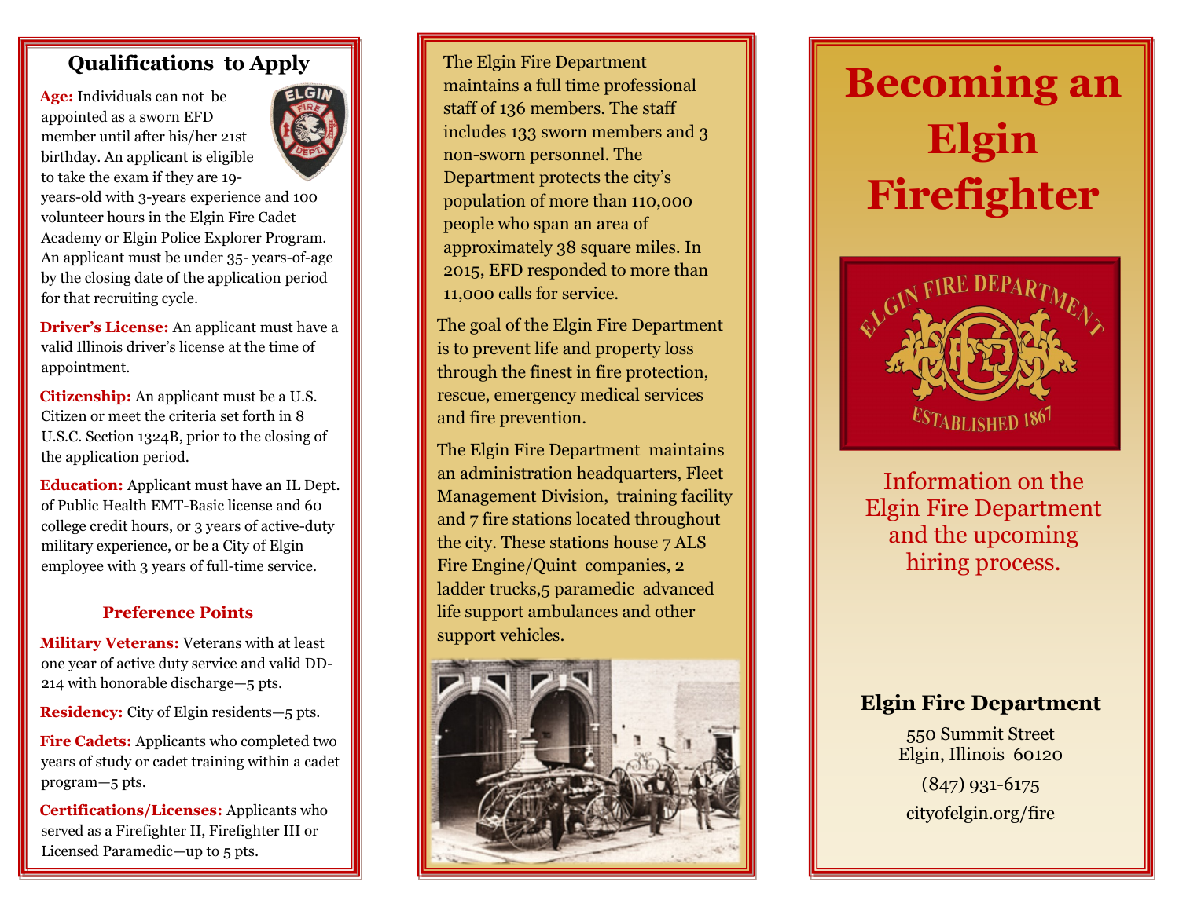## Qualifications to Apply

**Age:** Individuals can not be appointed as a sworn EFD member until after his/her 21st birthday. An applicant is eligible to take the exam if they are 19-years-old with 3-years experience and 100 volunteer hours in the Elgin Fire Cadet Academy or Elgin Police Explorer Program. An applicant must be under 35- years-of-age by the closing date of the application period for that recruiting cycle.

**Driver's License:** An applicant must have a valid Illinois driver's license at the time of appointment.

**Citizenship:** An applicant must be a U.S. Citizen or meet the criteria set forth in 8 U.S.C. Section 1324B, prior to the closing of the application period.

**Education:** Applicant must have an IL Dept. of Public Health EMT-Basic license and 60 college credit hours, or 3 years of active-duty military experience, or be a City of Elgin employee with 3 years of full-time service.

### Preference Points

**Military Veterans:** Veterans with at least one year of active duty service and valid DD-214 with honorable discharge—5 pts.

**Residency:** City of Elgin residents—5 pts.

**Fire Cadets:** Applicants who completed two years of study or cadet training within a cadet program—5 pts.

**Certifications/Licenses:** Applicants who served as a Firefighter II, Firefighter III or Licensed Paramedic—up to 5 pts.

The Elgin Fire Department maintains a full time professional staff of 136 members. The staff includes 133 sworn members and 3 non-sworn personnel. The Department protects the city's population of more than 110,000 people who span an area of approximately 38 square miles. In 2015, EFD responded to more than 11,000 calls for service.

The goal of the Elgin Fire Department is to prevent life and property loss through the finest in fire protection, rescue, emergency medical services and fire prevention.

The Elgin Fire Department maintains an administration headquarters, Fleet Management Division, training facility and 7 fire stations located throughout the city. These stations house 7 ALS Fire Engine/Quint companies, 2 ladder trucks, 5 paramedic advanced life support ambulances and other support vehicles.

# Becoming an Elgin Firefighter

Elgin Fire Department — Established 1867

Information on the Elgin Fire Department and the upcoming hiring process.

**Elgin Fire Department**

550 Summit Street
Elgin, Illinois 60120

(847) 931-6175

cityofelgin.org/fire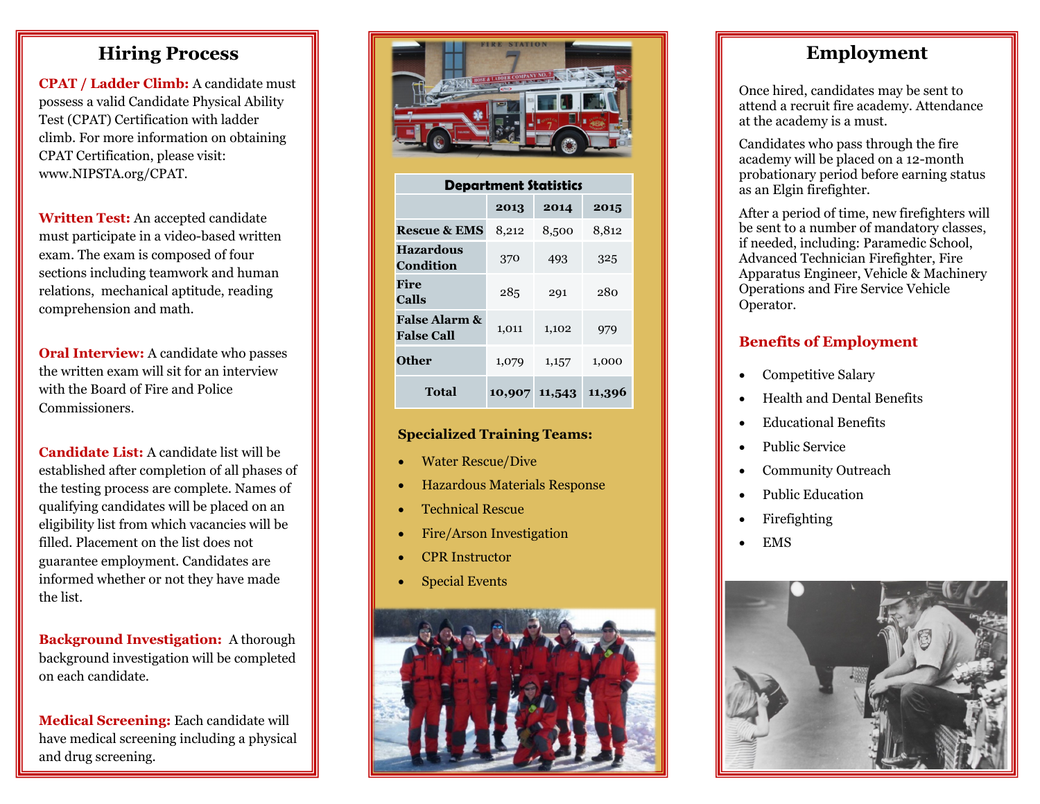## Hiring Process

**CPAT / Ladder Climb:** A candidate must possess a valid Candidate Physical Ability Test (CPAT) Certification with ladder climb. For more information on obtaining CPAT Certification, please visit: www.NIPSTA.org/CPAT.

**Written Test:** An accepted candidate must participate in a video-based written exam. The exam is composed of four sections including teamwork and human relations, mechanical aptitude, reading comprehension and math.

**Oral Interview:** A candidate who passes the written exam will sit for an interview with the Board of Fire and Police Commissioners.

**Candidate List:** A candidate list will be established after completion of all phases of the testing process are complete. Names of qualifying candidates will be placed on an eligibility list from which vacancies will be filled. Placement on the list does not guarantee employment. Candidates are informed whether or not they have made the list.

**Background Investigation:** A thorough background investigation will be completed on each candidate.

**Medical Screening:** Each candidate will have medical screening including a physical and drug screening.

**Department Statistics**

| | 2013 | 2014 | 2015 |
|---|---|---|---|
| Rescue & EMS | 8,212 | 8,500 | 8,812 |
| Hazardous Condition | 370 | 493 | 325 |
| Fire Calls | 285 | 291 | 280 |
| False Alarm & False Call | 1,011 | 1,102 | 979 |
| Other | 1,079 | 1,157 | 1,000 |
| Total | 10,907 | 11,543 | 11,396 |

**Specialized Training Teams:**

- Water Rescue/Dive
- Hazardous Materials Response
- Technical Rescue
- Fire/Arson Investigation
- CPR Instructor
- Special Events

## Employment

Once hired, candidates may be sent to attend a recruit fire academy. Attendance at the academy is a must.

Candidates who pass through the fire academy will be placed on a 12-month probationary period before earning status as an Elgin firefighter.

After a period of time, new firefighters will be sent to a number of mandatory classes, if needed, including: Paramedic School, Advanced Technician Firefighter, Fire Apparatus Engineer, Vehicle & Machinery Operations and Fire Service Vehicle Operator.

### Benefits of Employment

- Competitive Salary
- Health and Dental Benefits
- Educational Benefits
- Public Service
- Community Outreach
- Public Education
- Firefighting
- EMS